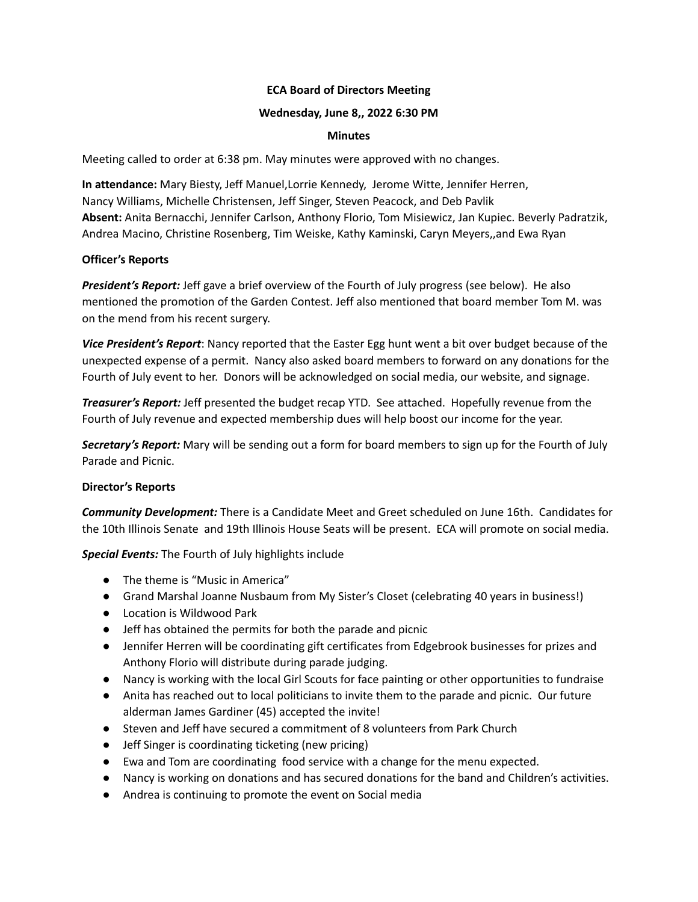**ECA Board of Directors Meeting**

**Wednesday, June 8,, 2022 6:30 PM**

**Minutes**

Meeting called to order at 6:38 pm. May minutes were approved with no changes.

**In attendance:** Mary Biesty, Jeff Manuel,Lorrie Kennedy, Jerome Witte, Jennifer Herren, Nancy Williams, Michelle Christensen, Jeff Singer, Steven Peacock, and Deb Pavlik
**Absent:** Anita Bernacchi, Jennifer Carlson, Anthony Florio, Tom Misiewicz, Jan Kupiec. Beverly Padratzik, Andrea Macino, Christine Rosenberg, Tim Weiske, Kathy Kaminski, Caryn Meyers,,and Ewa Ryan

**Officer's Reports**

***President's Report:*** Jeff gave a brief overview of the Fourth of July progress (see below). He also mentioned the promotion of the Garden Contest. Jeff also mentioned that board member Tom M. was on the mend from his recent surgery.

***Vice President's Report***: Nancy reported that the Easter Egg hunt went a bit over budget because of the unexpected expense of a permit. Nancy also asked board members to forward on any donations for the Fourth of July event to her. Donors will be acknowledged on social media, our website, and signage.

***Treasurer's Report:*** Jeff presented the budget recap YTD. See attached. Hopefully revenue from the Fourth of July revenue and expected membership dues will help boost our income for the year.

***Secretary's Report:*** Mary will be sending out a form for board members to sign up for the Fourth of July Parade and Picnic.

**Director's Reports**

***Community Development:*** There is a Candidate Meet and Greet scheduled on June 16th. Candidates for the 10th Illinois Senate and 19th Illinois House Seats will be present. ECA will promote on social media.

***Special Events:*** The Fourth of July highlights include

- The theme is "Music in America"
- Grand Marshal Joanne Nusbaum from My Sister's Closet (celebrating 40 years in business!)
- Location is Wildwood Park
- Jeff has obtained the permits for both the parade and picnic
- Jennifer Herren will be coordinating gift certificates from Edgebrook businesses for prizes and Anthony Florio will distribute during parade judging.
- Nancy is working with the local Girl Scouts for face painting or other opportunities to fundraise
- Anita has reached out to local politicians to invite them to the parade and picnic. Our future alderman James Gardiner (45) accepted the invite!
- Steven and Jeff have secured a commitment of 8 volunteers from Park Church
- Jeff Singer is coordinating ticketing (new pricing)
- Ewa and Tom are coordinating food service with a change for the menu expected.
- Nancy is working on donations and has secured donations for the band and Children's activities.
- Andrea is continuing to promote the event on Social media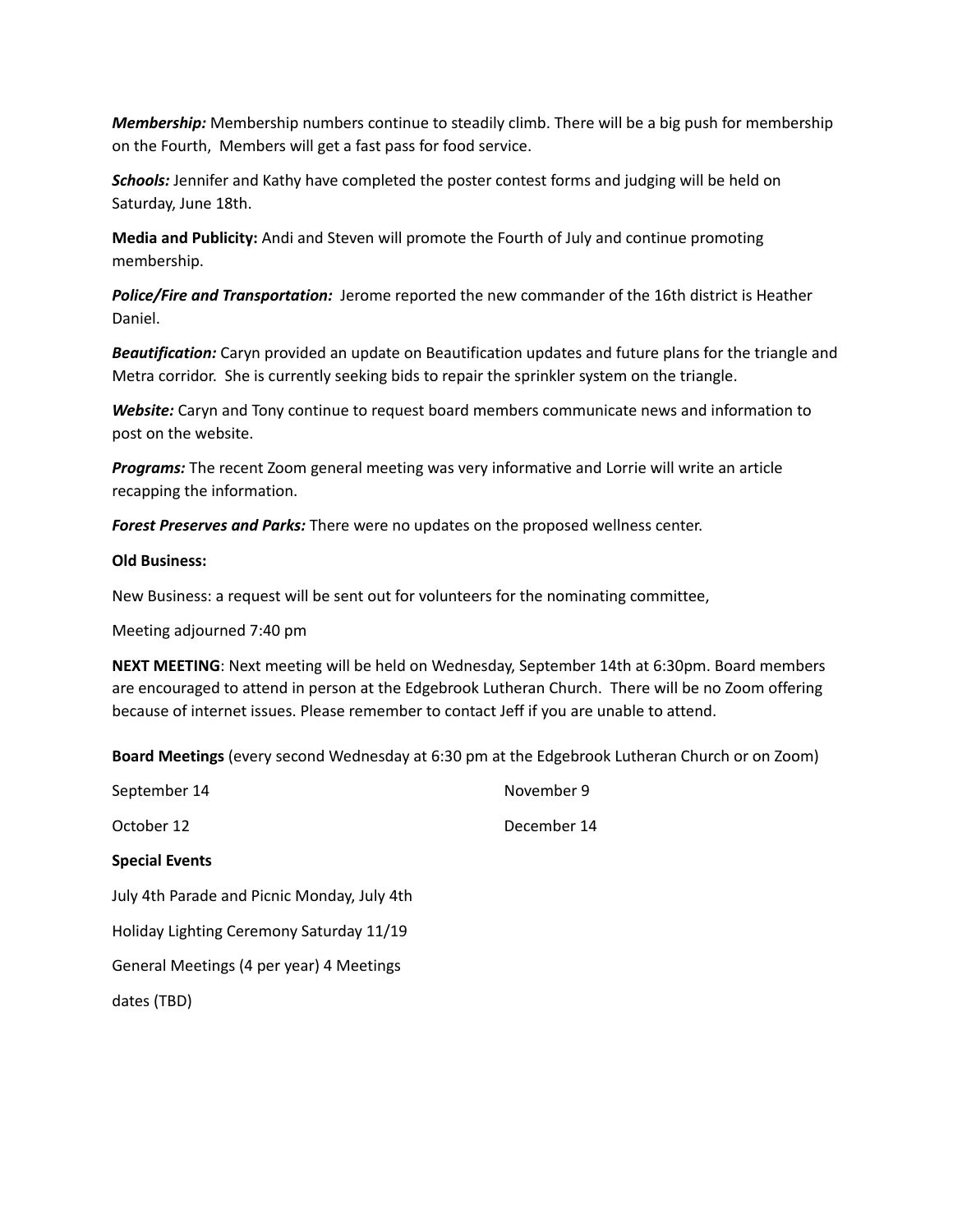***Membership:*** Membership numbers continue to steadily climb. There will be a big push for membership on the Fourth, Members will get a fast pass for food service.

***Schools:*** Jennifer and Kathy have completed the poster contest forms and judging will be held on Saturday, June 18th.

**Media and Publicity:** Andi and Steven will promote the Fourth of July and continue promoting membership.

***Police/Fire and Transportation:*** Jerome reported the new commander of the 16th district is Heather Daniel.

***Beautification:*** Caryn provided an update on Beautification updates and future plans for the triangle and Metra corridor. She is currently seeking bids to repair the sprinkler system on the triangle.

***Website:*** Caryn and Tony continue to request board members communicate news and information to post on the website.

***Programs:*** The recent Zoom general meeting was very informative and Lorrie will write an article recapping the information.

***Forest Preserves and Parks:*** There were no updates on the proposed wellness center.

**Old Business:**

New Business: a request will be sent out for volunteers for the nominating committee,

Meeting adjourned 7:40 pm

**NEXT MEETING**: Next meeting will be held on Wednesday, September 14th at 6:30pm. Board members are encouraged to attend in person at the Edgebrook Lutheran Church. There will be no Zoom offering because of internet issues. Please remember to contact Jeff if you are unable to attend.

**Board Meetings** (every second Wednesday at 6:30 pm at the Edgebrook Lutheran Church or on Zoom)

| | |
|---|---|
| September 14 | November 9 |
| October 12 | December 14 |

**Special Events**

July 4th Parade and Picnic Monday, July 4th

Holiday Lighting Ceremony Saturday 11/19

General Meetings (4 per year) 4 Meetings

dates (TBD)